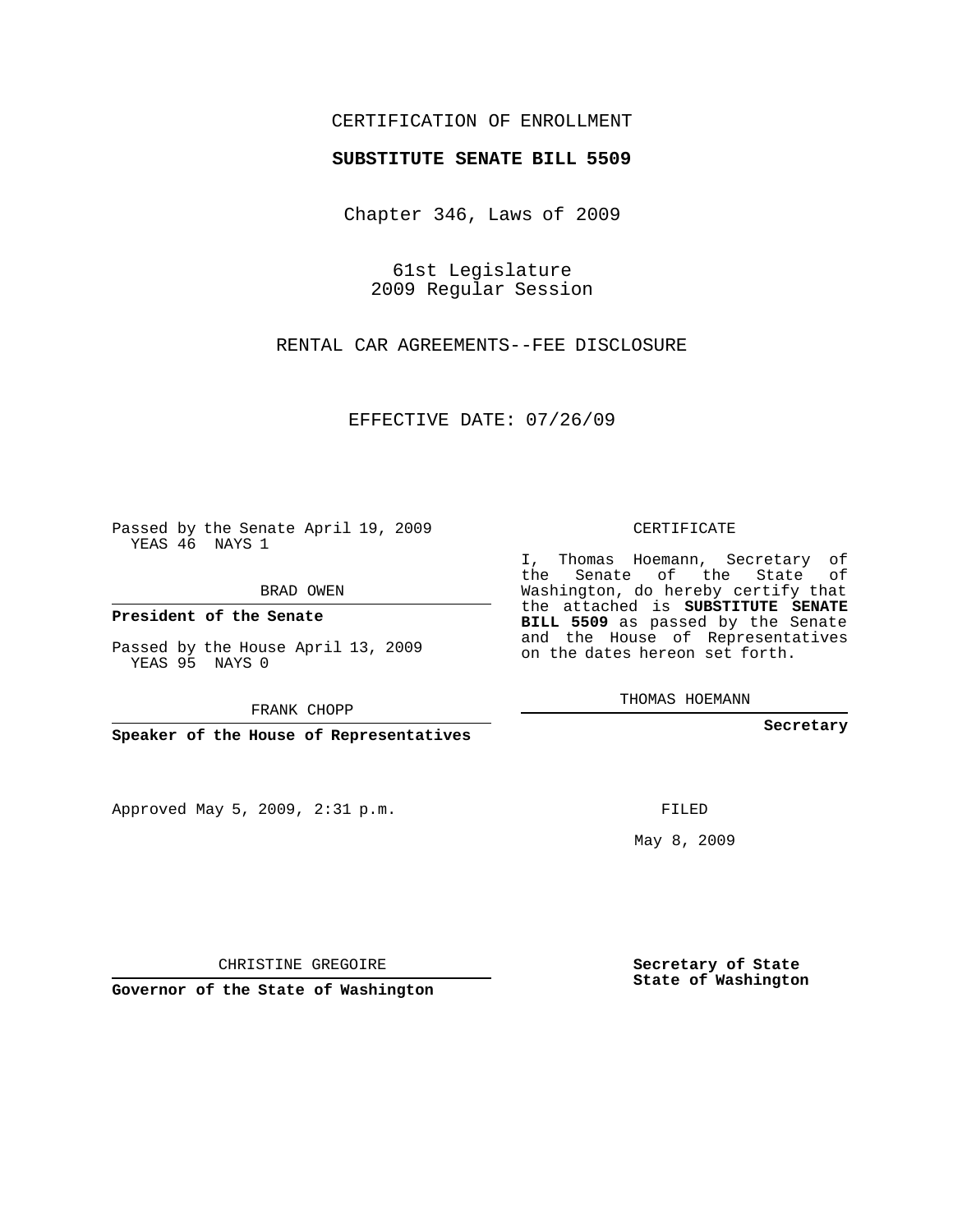CERTIFICATION OF ENROLLMENT

**SUBSTITUTE SENATE BILL 5509**

Chapter 346, Laws of 2009

61st Legislature
2009 Regular Session

RENTAL CAR AGREEMENTS--FEE DISCLOSURE

EFFECTIVE DATE: 07/26/09

Passed by the Senate April 19, 2009
YEAS 46 NAYS 1

BRAD OWEN

**President of the Senate**

Passed by the House April 13, 2009
YEAS 95 NAYS 0

FRANK CHOPP

**Speaker of the House of Representatives**

Approved May 5, 2009, 2:31 p.m.

CHRISTINE GREGOIRE

**Governor of the State of Washington**

CERTIFICATE

I, Thomas Hoemann, Secretary of the Senate of the State of Washington, do hereby certify that the attached is **SUBSTITUTE SENATE BILL 5509** as passed by the Senate and the House of Representatives on the dates hereon set forth.

THOMAS HOEMANN

**Secretary**

FILED

May 8, 2009

**Secretary of State**
**State of Washington**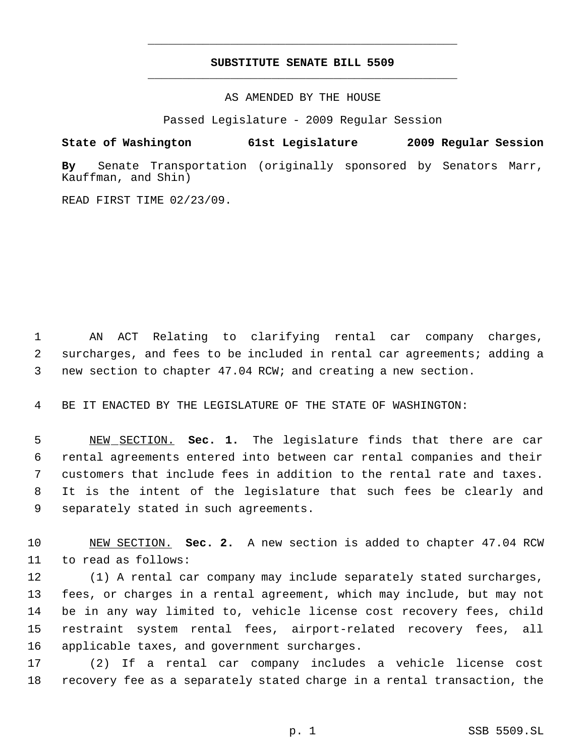# SUBSTITUTE SENATE BILL 5509

AS AMENDED BY THE HOUSE

Passed Legislature - 2009 Regular Session

**State of Washington 61st Legislature 2009 Regular Session**

**By** Senate Transportation (originally sponsored by Senators Marr, Kauffman, and Shin)

READ FIRST TIME 02/23/09.

AN ACT Relating to clarifying rental car company charges, surcharges, and fees to be included in rental car agreements; adding a new section to chapter 47.04 RCW; and creating a new section.

BE IT ENACTED BY THE LEGISLATURE OF THE STATE OF WASHINGTON:

NEW SECTION. **Sec. 1.** The legislature finds that there are car rental agreements entered into between car rental companies and their customers that include fees in addition to the rental rate and taxes. It is the intent of the legislature that such fees be clearly and separately stated in such agreements.

NEW SECTION. **Sec. 2.** A new section is added to chapter 47.04 RCW to read as follows:

(1) A rental car company may include separately stated surcharges, fees, or charges in a rental agreement, which may include, but may not be in any way limited to, vehicle license cost recovery fees, child restraint system rental fees, airport-related recovery fees, all applicable taxes, and government surcharges.

(2) If a rental car company includes a vehicle license cost recovery fee as a separately stated charge in a rental transaction, the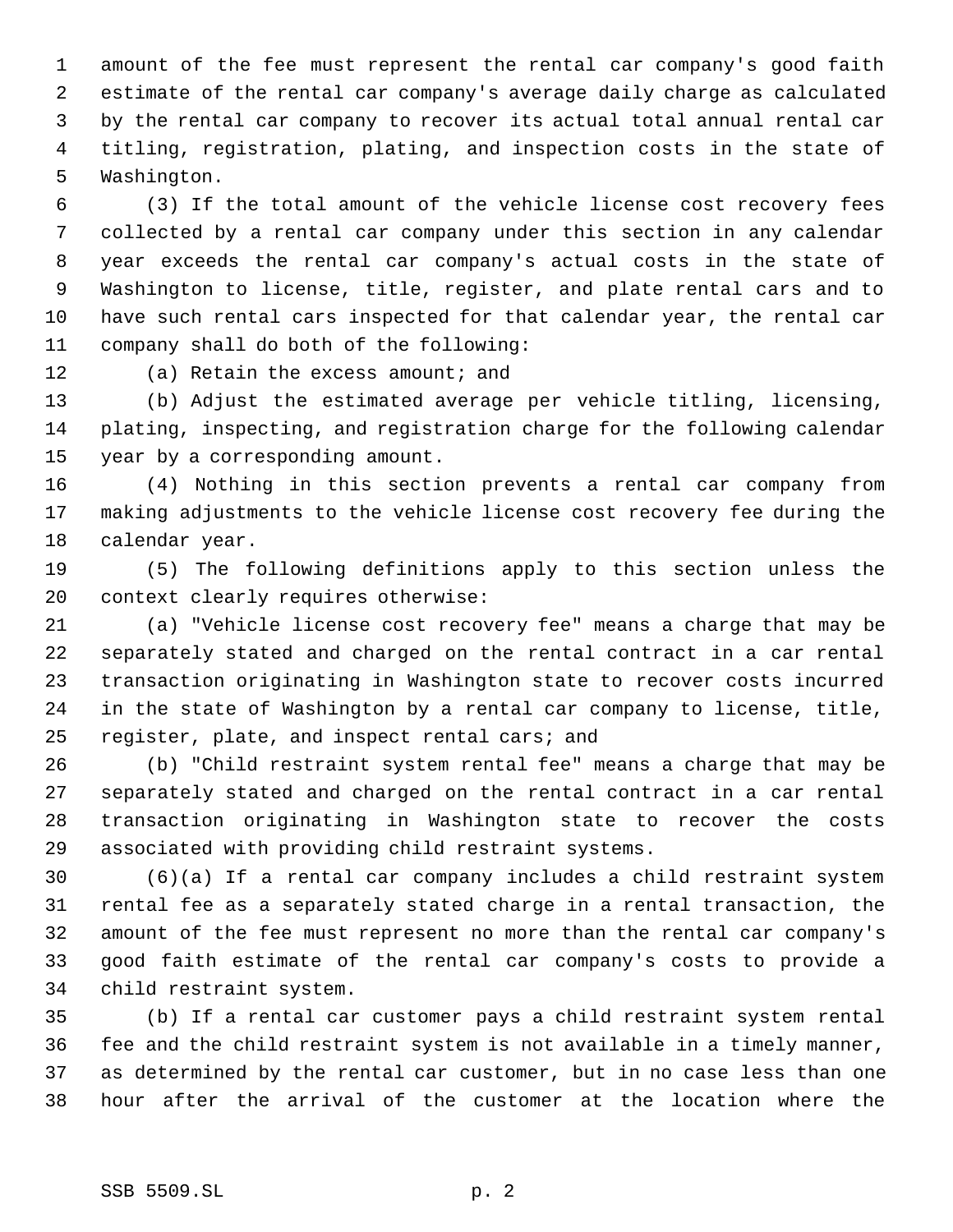amount of the fee must represent the rental car company's good faith estimate of the rental car company's average daily charge as calculated by the rental car company to recover its actual total annual rental car titling, registration, plating, and inspection costs in the state of Washington.

(3) If the total amount of the vehicle license cost recovery fees collected by a rental car company under this section in any calendar year exceeds the rental car company's actual costs in the state of Washington to license, title, register, and plate rental cars and to have such rental cars inspected for that calendar year, the rental car company shall do both of the following:

(a) Retain the excess amount; and

(b) Adjust the estimated average per vehicle titling, licensing, plating, inspecting, and registration charge for the following calendar year by a corresponding amount.

(4) Nothing in this section prevents a rental car company from making adjustments to the vehicle license cost recovery fee during the calendar year.

(5) The following definitions apply to this section unless the context clearly requires otherwise:

(a) "Vehicle license cost recovery fee" means a charge that may be separately stated and charged on the rental contract in a car rental transaction originating in Washington state to recover costs incurred in the state of Washington by a rental car company to license, title, register, plate, and inspect rental cars; and

(b) "Child restraint system rental fee" means a charge that may be separately stated and charged on the rental contract in a car rental transaction originating in Washington state to recover the costs associated with providing child restraint systems.

(6)(a) If a rental car company includes a child restraint system rental fee as a separately stated charge in a rental transaction, the amount of the fee must represent no more than the rental car company's good faith estimate of the rental car company's costs to provide a child restraint system.

(b) If a rental car customer pays a child restraint system rental fee and the child restraint system is not available in a timely manner, as determined by the rental car customer, but in no case less than one hour after the arrival of the customer at the location where the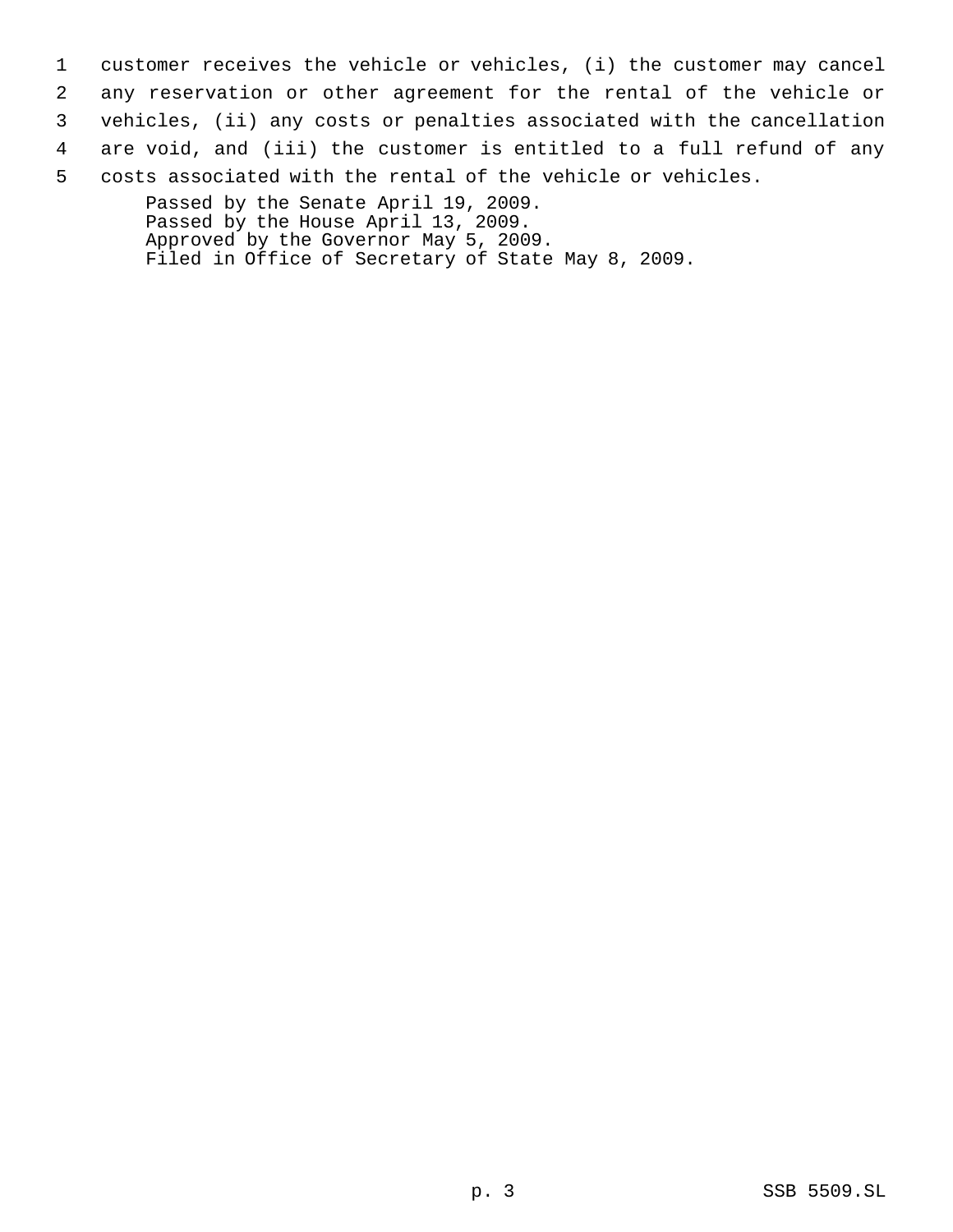customer receives the vehicle or vehicles, (i) the customer may cancel any reservation or other agreement for the rental of the vehicle or vehicles, (ii) any costs or penalties associated with the cancellation are void, and (iii) the customer is entitled to a full refund of any costs associated with the rental of the vehicle or vehicles.

Passed by the Senate April 19, 2009.
Passed by the House April 13, 2009.
Approved by the Governor May 5, 2009.
Filed in Office of Secretary of State May 8, 2009.